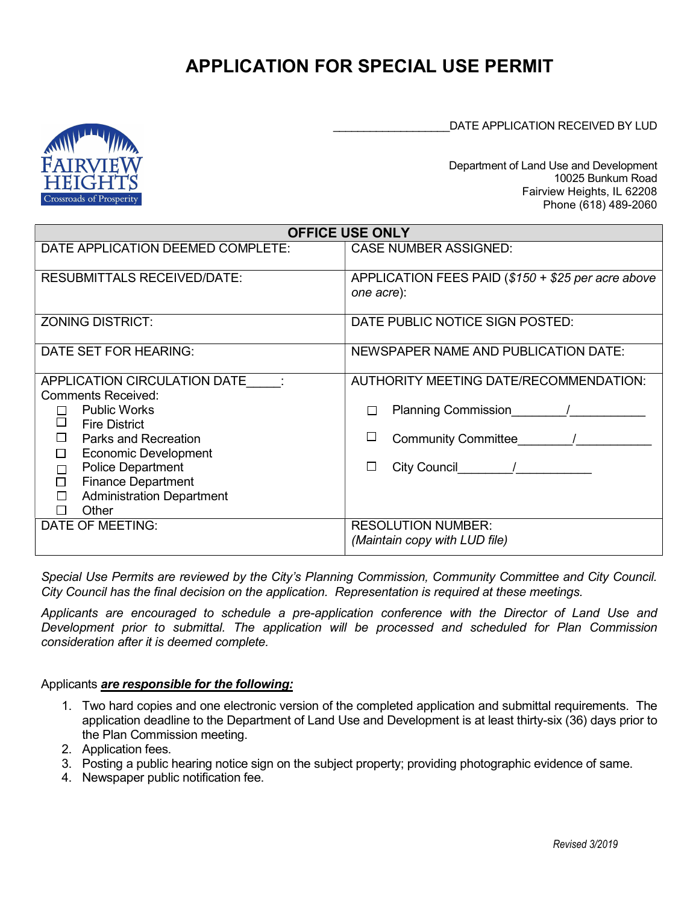# APPLICATION FOR SPECIAL USE PERMIT

__________________DATE APPLICATION RECEIVED BY LUD

FAIRVIEW HEIGHTS
Crossroads of Prosperity

Department of Land Use and Development
10025 Bunkum Road
Fairview Heights, IL 62208
Phone (618) 489-2060

| OFFICE USE ONLY | |
|---|---|
| DATE APPLICATION DEEMED COMPLETE: | CASE NUMBER ASSIGNED: |
| RESUBMITTALS RECEIVED/DATE: | APPLICATION FEES PAID (*$150 + $25 per acre above one acre*): |
| ZONING DISTRICT: | DATE PUBLIC NOTICE SIGN POSTED: |
| DATE SET FOR HEARING: | NEWSPAPER NAME AND PUBLICATION DATE: |
| APPLICATION CIRCULATION DATE_____:<br>Comments Received:<br>☐ Public Works<br>☐ Fire District<br>☐ Parks and Recreation<br>☐ Economic Development<br>☐ Police Department<br>☐ Finance Department<br>☐ Administration Department<br>☐ Other | AUTHORITY MEETING DATE/RECOMMENDATION:<br>☐ Planning Commission________/___________<br>☐ Community Committee________/___________<br>☐ City Council________/___________ |
| DATE OF MEETING: | RESOLUTION NUMBER:<br>*(Maintain copy with LUD file)* |

*Special Use Permits are reviewed by the City's Planning Commission, Community Committee and City Council. City Council has the final decision on the application. Representation is required at these meetings.*

*Applicants are encouraged to schedule a pre-application conference with the Director of Land Use and Development prior to submittal. The application will be processed and scheduled for Plan Commission consideration after it is deemed complete.*

Applicants ***are responsible for the following:***

1. Two hard copies and one electronic version of the completed application and submittal requirements. The application deadline to the Department of Land Use and Development is at least thirty-six (36) days prior to the Plan Commission meeting.
2. Application fees.
3. Posting a public hearing notice sign on the subject property; providing photographic evidence of same.
4. Newspaper public notification fee.

*Revised 3/2019*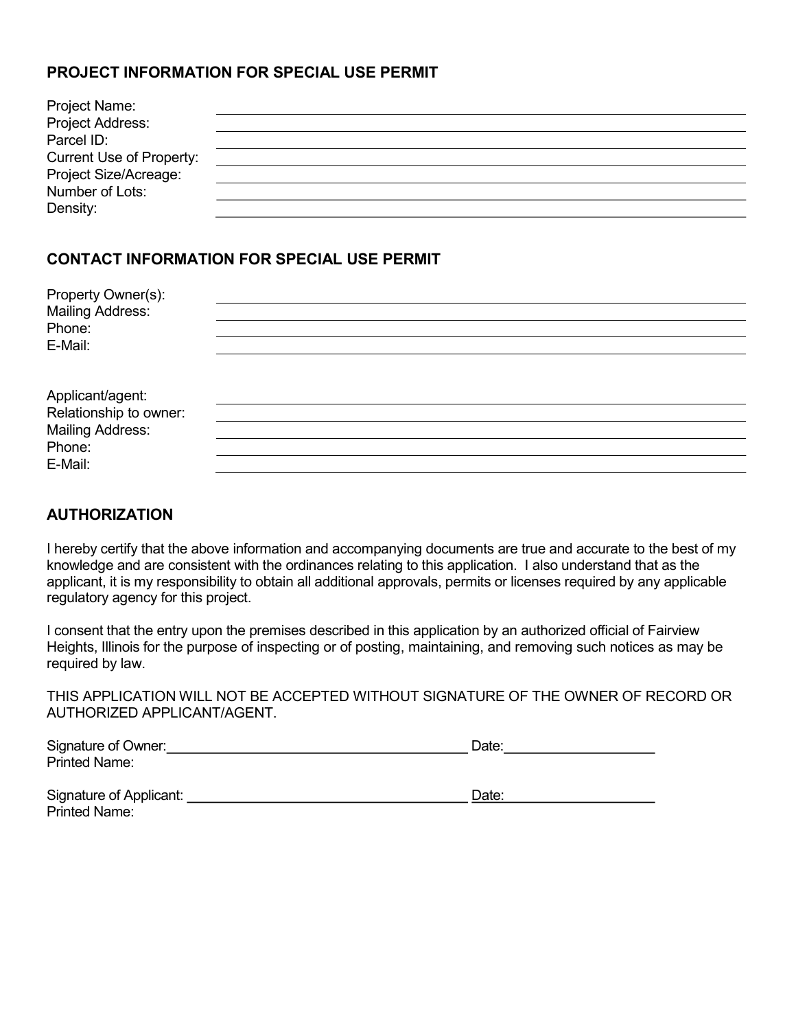## PROJECT INFORMATION FOR SPECIAL USE PERMIT

Project Name: \_\_\_\_\_\_\_\_\_\_\_\_\_\_\_\_\_\_\_\_\_\_\_\_\_\_\_\_\_\_\_\_

Project Address: \_\_\_\_\_\_\_\_\_\_\_\_\_\_\_\_\_\_\_\_\_\_\_\_\_\_\_\_\_\_\_\_

Parcel ID: \_\_\_\_\_\_\_\_\_\_\_\_\_\_\_\_\_\_\_\_\_\_\_\_\_\_\_\_\_\_\_\_

Current Use of Property: \_\_\_\_\_\_\_\_\_\_\_\_\_\_\_\_\_\_\_\_\_\_\_\_\_\_\_\_\_\_\_\_

Project Size/Acreage: \_\_\_\_\_\_\_\_\_\_\_\_\_\_\_\_\_\_\_\_\_\_\_\_\_\_\_\_\_\_\_\_

Number of Lots: \_\_\_\_\_\_\_\_\_\_\_\_\_\_\_\_\_\_\_\_\_\_\_\_\_\_\_\_\_\_\_\_

Density: \_\_\_\_\_\_\_\_\_\_\_\_\_\_\_\_\_\_\_\_\_\_\_\_\_\_\_\_\_\_\_\_

## CONTACT INFORMATION FOR SPECIAL USE PERMIT

Property Owner(s): \_\_\_\_\_\_\_\_\_\_\_\_\_\_\_\_\_\_\_\_\_\_\_\_\_\_\_\_\_\_\_\_

Mailing Address: \_\_\_\_\_\_\_\_\_\_\_\_\_\_\_\_\_\_\_\_\_\_\_\_\_\_\_\_\_\_\_\_

Phone: \_\_\_\_\_\_\_\_\_\_\_\_\_\_\_\_\_\_\_\_\_\_\_\_\_\_\_\_\_\_\_\_

E-Mail: \_\_\_\_\_\_\_\_\_\_\_\_\_\_\_\_\_\_\_\_\_\_\_\_\_\_\_\_\_\_\_\_

Applicant/agent: \_\_\_\_\_\_\_\_\_\_\_\_\_\_\_\_\_\_\_\_\_\_\_\_\_\_\_\_\_\_\_\_

Relationship to owner: \_\_\_\_\_\_\_\_\_\_\_\_\_\_\_\_\_\_\_\_\_\_\_\_\_\_\_\_\_\_\_\_

Mailing Address: \_\_\_\_\_\_\_\_\_\_\_\_\_\_\_\_\_\_\_\_\_\_\_\_\_\_\_\_\_\_\_\_

Phone: \_\_\_\_\_\_\_\_\_\_\_\_\_\_\_\_\_\_\_\_\_\_\_\_\_\_\_\_\_\_\_\_

E-Mail: \_\_\_\_\_\_\_\_\_\_\_\_\_\_\_\_\_\_\_\_\_\_\_\_\_\_\_\_\_\_\_\_

## AUTHORIZATION

I hereby certify that the above information and accompanying documents are true and accurate to the best of my knowledge and are consistent with the ordinances relating to this application. I also understand that as the applicant, it is my responsibility to obtain all additional approvals, permits or licenses required by any applicable regulatory agency for this project.

I consent that the entry upon the premises described in this application by an authorized official of Fairview Heights, Illinois for the purpose of inspecting or of posting, maintaining, and removing such notices as may be required by law.

THIS APPLICATION WILL NOT BE ACCEPTED WITHOUT SIGNATURE OF THE OWNER OF RECORD OR AUTHORIZED APPLICANT/AGENT.

Signature of Owner: \_\_\_\_\_\_\_\_\_\_\_\_\_\_\_\_\_\_\_\_\_\_\_\_\_\_\_\_\_\_ Date: \_\_\_\_\_\_\_\_\_\_\_\_\_\_\_\_

Printed Name:

Signature of Applicant: \_\_\_\_\_\_\_\_\_\_\_\_\_\_\_\_\_\_\_\_\_\_\_\_\_\_\_\_\_\_ Date: \_\_\_\_\_\_\_\_\_\_\_\_\_\_\_\_

Printed Name: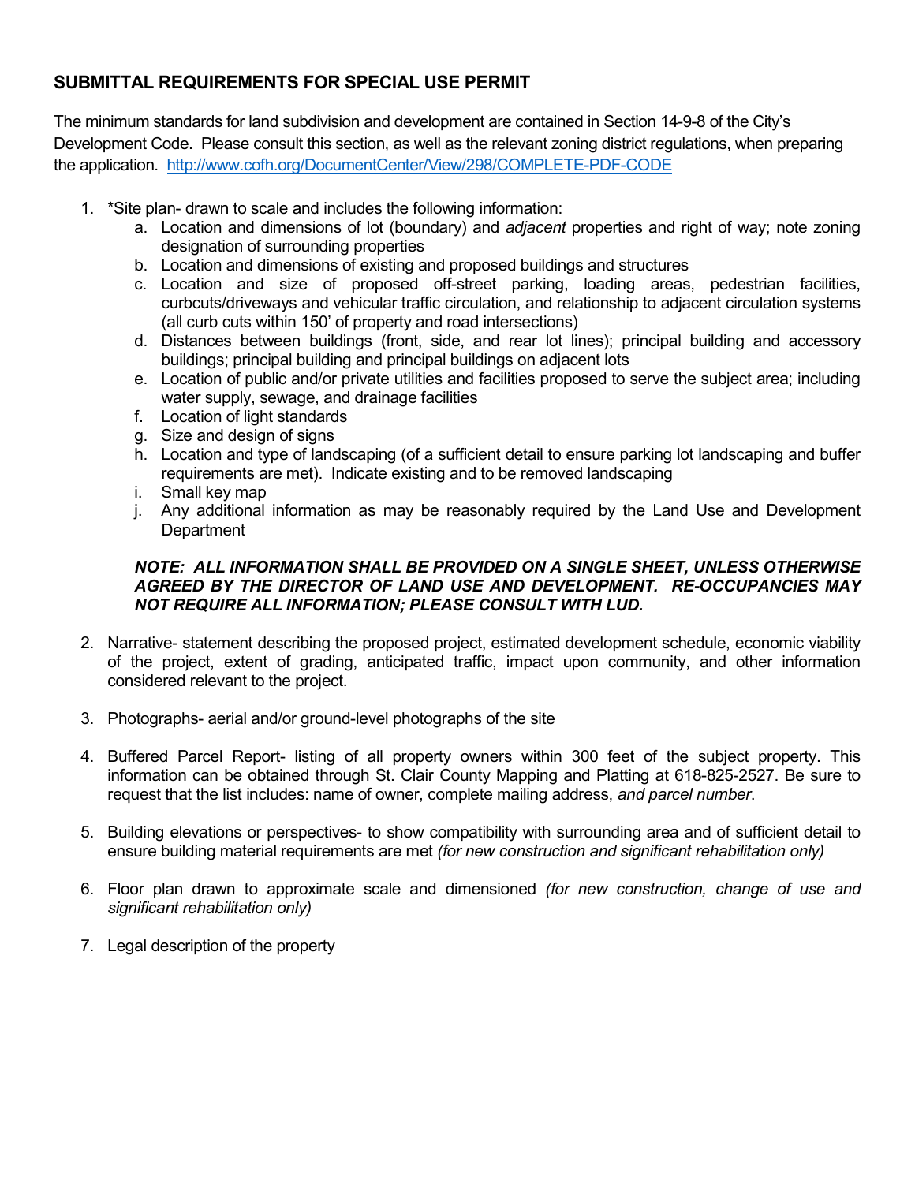## SUBMITTAL REQUIREMENTS FOR SPECIAL USE PERMIT

The minimum standards for land subdivision and development are contained in Section 14-9-8 of the City's Development Code. Please consult this section, as well as the relevant zoning district regulations, when preparing the application. http://www.cofh.org/DocumentCenter/View/298/COMPLETE-PDF-CODE

1. *Site plan- drawn to scale and includes the following information:
   a. Location and dimensions of lot (boundary) and *adjacent* properties and right of way; note zoning designation of surrounding properties
   b. Location and dimensions of existing and proposed buildings and structures
   c. Location and size of proposed off-street parking, loading areas, pedestrian facilities, curbcuts/driveways and vehicular traffic circulation, and relationship to adjacent circulation systems (all curb cuts within 150' of property and road intersections)
   d. Distances between buildings (front, side, and rear lot lines); principal building and accessory buildings; principal building and principal buildings on adjacent lots
   e. Location of public and/or private utilities and facilities proposed to serve the subject area; including water supply, sewage, and drainage facilities
   f. Location of light standards
   g. Size and design of signs
   h. Location and type of landscaping (of a sufficient detail to ensure parking lot landscaping and buffer requirements are met). Indicate existing and to be removed landscaping
   i. Small key map
   j. Any additional information as may be reasonably required by the Land Use and Development Department

   ***NOTE: ALL INFORMATION SHALL BE PROVIDED ON A SINGLE SHEET, UNLESS OTHERWISE AGREED BY THE DIRECTOR OF LAND USE AND DEVELOPMENT. RE-OCCUPANCIES MAY NOT REQUIRE ALL INFORMATION; PLEASE CONSULT WITH LUD.***

2. Narrative- statement describing the proposed project, estimated development schedule, economic viability of the project, extent of grading, anticipated traffic, impact upon community, and other information considered relevant to the project.

3. Photographs- aerial and/or ground-level photographs of the site

4. Buffered Parcel Report- listing of all property owners within 300 feet of the subject property. This information can be obtained through St. Clair County Mapping and Platting at 618-825-2527. Be sure to request that the list includes: name of owner, complete mailing address, *and parcel number*.

5. Building elevations or perspectives- to show compatibility with surrounding area and of sufficient detail to ensure building material requirements are met *(for new construction and significant rehabilitation only)*

6. Floor plan drawn to approximate scale and dimensioned *(for new construction, change of use and significant rehabilitation only)*

7. Legal description of the property